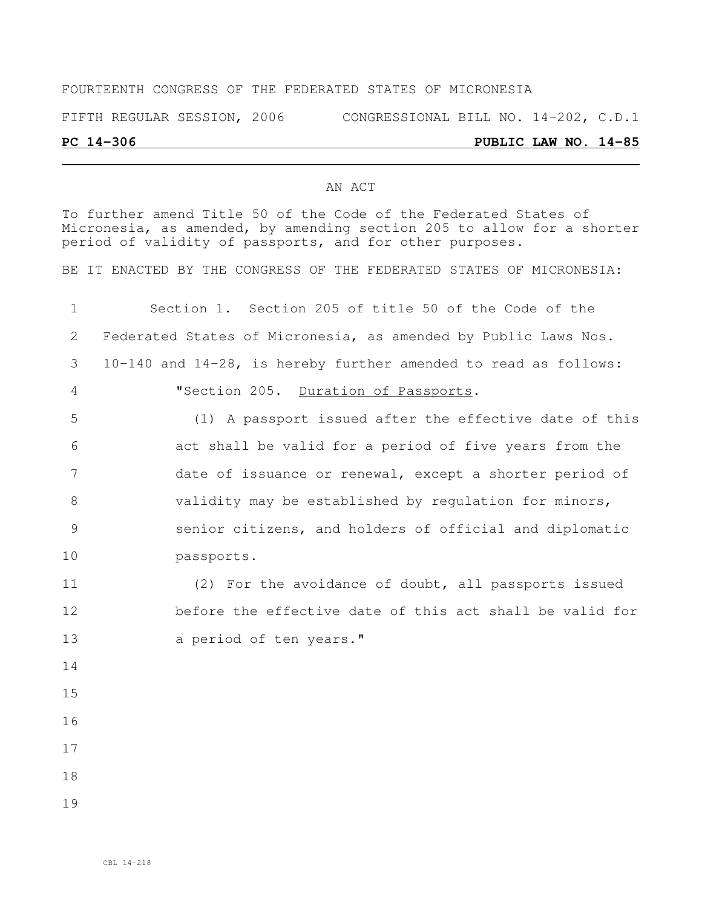FOURTEENTH CONGRESS OF THE FEDERATED STATES OF MICRONESIA

FIFTH REGULAR SESSION, 2006 CONGRESSIONAL BILL NO. 14-202, C.D.1

**PC 14-306** **PUBLIC LAW NO. 14-85**

AN ACT

To further amend Title 50 of the Code of the Federated States of Micronesia, as amended, by amending section 205 to allow for a shorter period of validity of passports, and for other purposes.

BE IT ENACTED BY THE CONGRESS OF THE FEDERATED STATES OF MICRONESIA:

Section 1. Section 205 of title 50 of the Code of the Federated States of Micronesia, as amended by Public Laws Nos. 10-140 and 14-28, is hereby further amended to read as follows:

"Section 205. Duration of Passports.

(1) A passport issued after the effective date of this act shall be valid for a period of five years from the date of issuance or renewal, except a shorter period of validity may be established by regulation for minors, senior citizens, and holders of official and diplomatic passports.

(2) For the avoidance of doubt, all passports issued before the effective date of this act shall be valid for a period of ten years."

CBL 14-218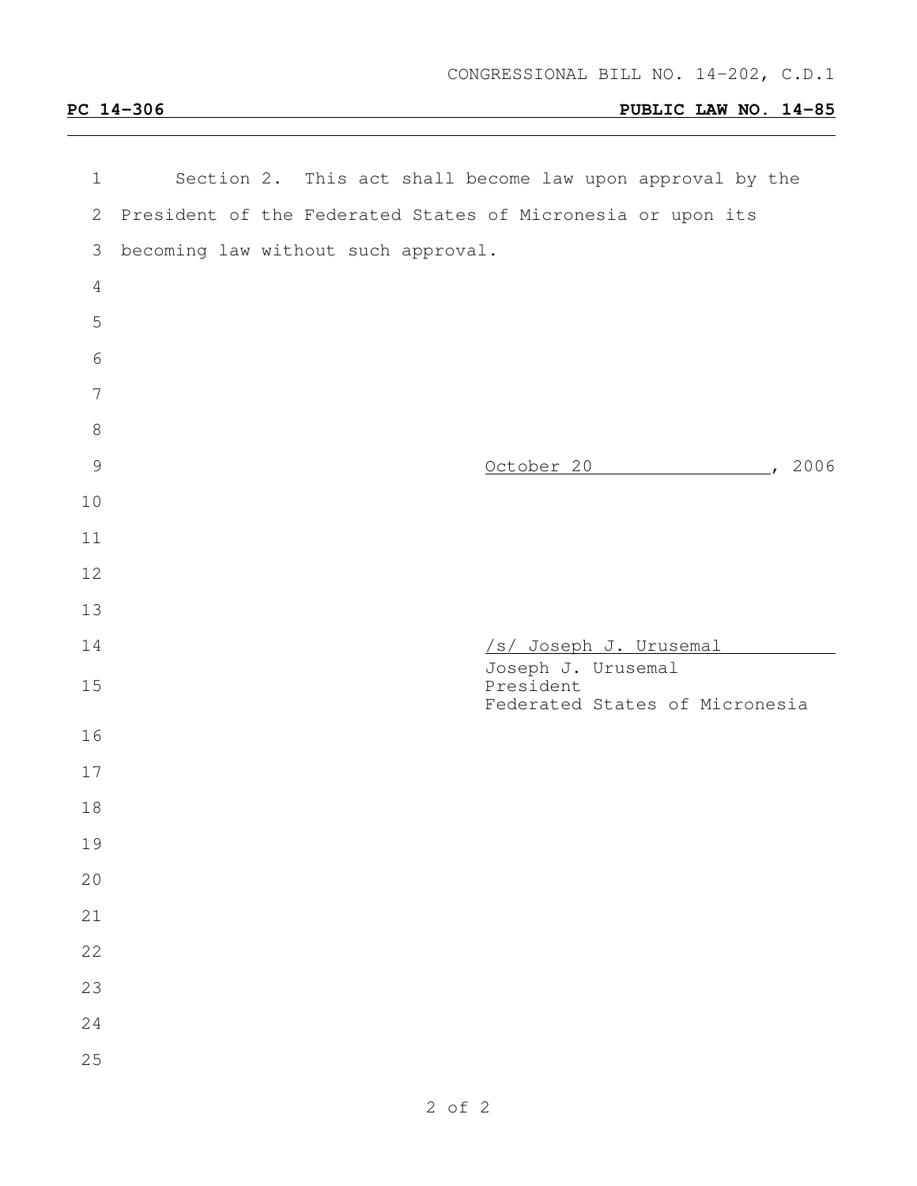CONGRESSIONAL BILL NO. 14-202, C.D.1

**PC 14-306** **PUBLIC LAW NO. 14-85**

Section 2. This act shall become law upon approval by the President of the Federated States of Micronesia or upon its becoming law without such approval.

October 20, 2006

/s/ Joseph J. Urusemal
Joseph J. Urusemal
President
Federated States of Micronesia